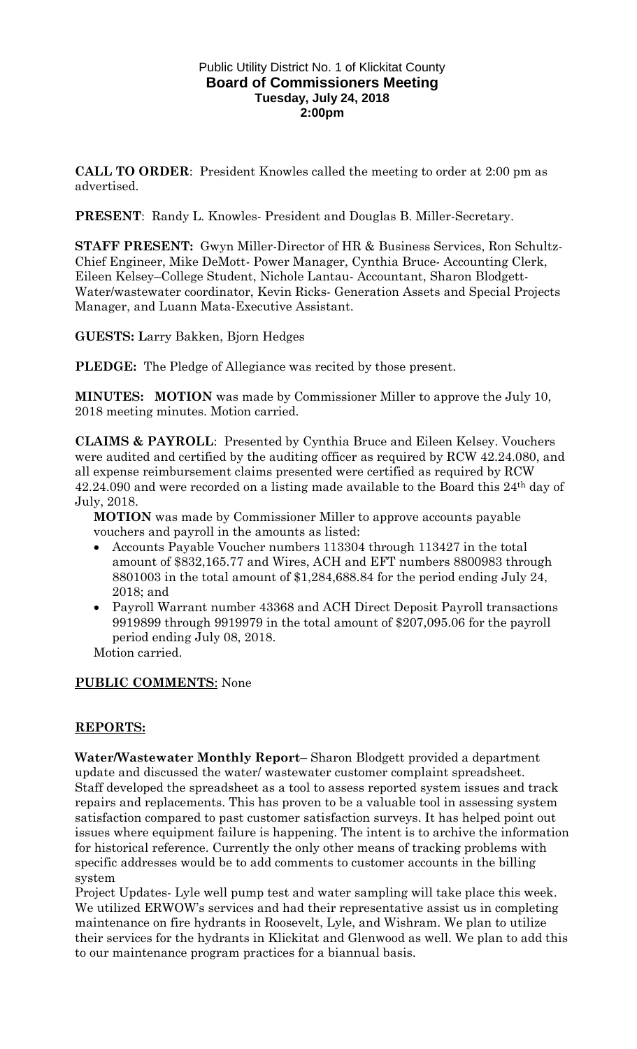# Public Utility District No. 1 of Klickitat County
## Board of Commissioners Meeting
### Tuesday, July 24, 2018
### 2:00pm

**CALL TO ORDER**: President Knowles called the meeting to order at 2:00 pm as advertised.

**PRESENT**: Randy L. Knowles- President and Douglas B. Miller-Secretary.

**STAFF PRESENT:** Gwyn Miller-Director of HR & Business Services, Ron Schultz-Chief Engineer, Mike DeMott- Power Manager, Cynthia Bruce- Accounting Clerk, Eileen Kelsey–College Student, Nichole Lantau- Accountant, Sharon Blodgett-Water/wastewater coordinator, Kevin Ricks- Generation Assets and Special Projects Manager, and Luann Mata-Executive Assistant.

**GUESTS: L**arry Bakken, Bjorn Hedges

**PLEDGE:** The Pledge of Allegiance was recited by those present.

**MINUTES: MOTION** was made by Commissioner Miller to approve the July 10, 2018 meeting minutes. Motion carried.

**CLAIMS & PAYROLL**: Presented by Cynthia Bruce and Eileen Kelsey. Vouchers were audited and certified by the auditing officer as required by RCW 42.24.080, and all expense reimbursement claims presented were certified as required by RCW 42.24.090 and were recorded on a listing made available to the Board this 24th day of July, 2018.

**MOTION** was made by Commissioner Miller to approve accounts payable vouchers and payroll in the amounts as listed:

- Accounts Payable Voucher numbers 113304 through 113427 in the total amount of $832,165.77 and Wires, ACH and EFT numbers 8800983 through 8801003 in the total amount of $1,284,688.84 for the period ending July 24, 2018; and
- Payroll Warrant number 43368 and ACH Direct Deposit Payroll transactions 9919899 through 9919979 in the total amount of $207,095.06 for the payroll period ending July 08, 2018.

Motion carried.

**PUBLIC COMMENTS**: None

**REPORTS:**

**Water/Wastewater Monthly Report**– Sharon Blodgett provided a department update and discussed the water/ wastewater customer complaint spreadsheet. Staff developed the spreadsheet as a tool to assess reported system issues and track repairs and replacements. This has proven to be a valuable tool in assessing system satisfaction compared to past customer satisfaction surveys. It has helped point out issues where equipment failure is happening. The intent is to archive the information for historical reference. Currently the only other means of tracking problems with specific addresses would be to add comments to customer accounts in the billing system

Project Updates- Lyle well pump test and water sampling will take place this week. We utilized ERWOW's services and had their representative assist us in completing maintenance on fire hydrants in Roosevelt, Lyle, and Wishram. We plan to utilize their services for the hydrants in Klickitat and Glenwood as well. We plan to add this to our maintenance program practices for a biannual basis.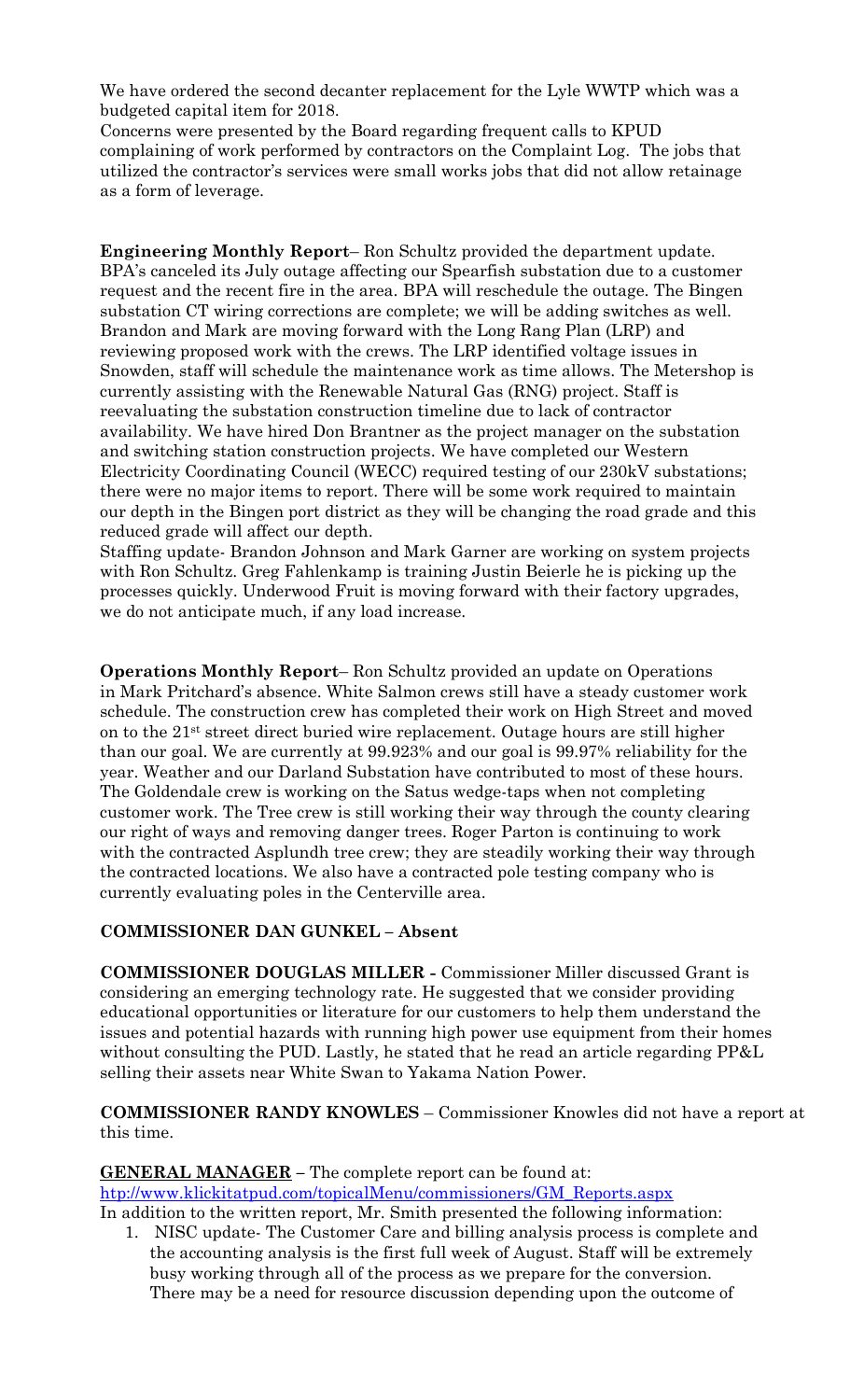We have ordered the second decanter replacement for the Lyle WWTP which was a budgeted capital item for 2018.
Concerns were presented by the Board regarding frequent calls to KPUD complaining of work performed by contractors on the Complaint Log. The jobs that utilized the contractor's services were small works jobs that did not allow retainage as a form of leverage.

**Engineering Monthly Report**– Ron Schultz provided the department update. BPA's canceled its July outage affecting our Spearfish substation due to a customer request and the recent fire in the area. BPA will reschedule the outage. The Bingen substation CT wiring corrections are complete; we will be adding switches as well. Brandon and Mark are moving forward with the Long Rang Plan (LRP) and reviewing proposed work with the crews. The LRP identified voltage issues in Snowden, staff will schedule the maintenance work as time allows. The Metershop is currently assisting with the Renewable Natural Gas (RNG) project. Staff is reevaluating the substation construction timeline due to lack of contractor availability. We have hired Don Brantner as the project manager on the substation and switching station construction projects. We have completed our Western Electricity Coordinating Council (WECC) required testing of our 230kV substations; there were no major items to report. There will be some work required to maintain our depth in the Bingen port district as they will be changing the road grade and this reduced grade will affect our depth.
Staffing update- Brandon Johnson and Mark Garner are working on system projects with Ron Schultz. Greg Fahlenkamp is training Justin Beierle he is picking up the processes quickly. Underwood Fruit is moving forward with their factory upgrades, we do not anticipate much, if any load increase.

**Operations Monthly Report**– Ron Schultz provided an update on Operations in Mark Pritchard's absence. White Salmon crews still have a steady customer work schedule. The construction crew has completed their work on High Street and moved on to the 21st street direct buried wire replacement. Outage hours are still higher than our goal. We are currently at 99.923% and our goal is 99.97% reliability for the year. Weather and our Darland Substation have contributed to most of these hours. The Goldendale crew is working on the Satus wedge-taps when not completing customer work. The Tree crew is still working their way through the county clearing our right of ways and removing danger trees. Roger Parton is continuing to work with the contracted Asplundh tree crew; they are steadily working their way through the contracted locations. We also have a contracted pole testing company who is currently evaluating poles in the Centerville area.

**COMMISSIONER DAN GUNKEL – Absent**

**COMMISSIONER DOUGLAS MILLER -** Commissioner Miller discussed Grant is considering an emerging technology rate. He suggested that we consider providing educational opportunities or literature for our customers to help them understand the issues and potential hazards with running high power use equipment from their homes without consulting the PUD. Lastly, he stated that he read an article regarding PP&L selling their assets near White Swan to Yakama Nation Power.

**COMMISSIONER RANDY KNOWLES** – Commissioner Knowles did not have a report at this time.

**GENERAL MANAGER –** The complete report can be found at:
htp://www.klickitatpud.com/topicalMenu/commissioners/GM_Reports.aspx
In addition to the written report, Mr. Smith presented the following information:

1. NISC update- The Customer Care and billing analysis process is complete and the accounting analysis is the first full week of August. Staff will be extremely busy working through all of the process as we prepare for the conversion. There may be a need for resource discussion depending upon the outcome of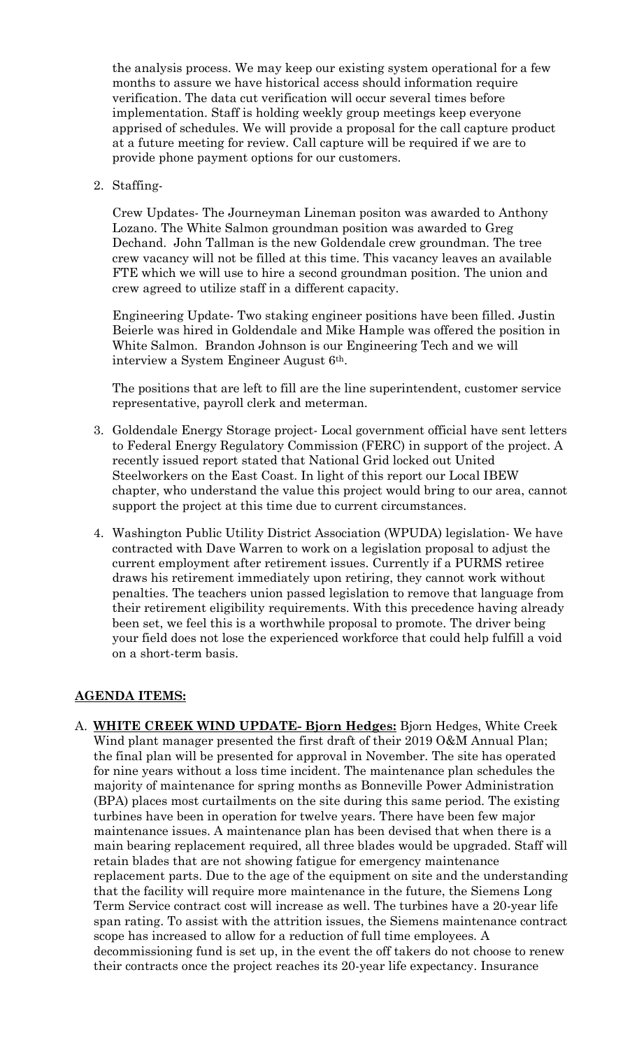the analysis process. We may keep our existing system operational for a few months to assure we have historical access should information require verification. The data cut verification will occur several times before implementation. Staff is holding weekly group meetings keep everyone apprised of schedules. We will provide a proposal for the call capture product at a future meeting for review. Call capture will be required if we are to provide phone payment options for our customers.

2. Staffing-

   Crew Updates- The Journeyman Lineman positon was awarded to Anthony Lozano. The White Salmon groundman position was awarded to Greg Dechand. John Tallman is the new Goldendale crew groundman. The tree crew vacancy will not be filled at this time. This vacancy leaves an available FTE which we will use to hire a second groundman position. The union and crew agreed to utilize staff in a different capacity.

   Engineering Update- Two staking engineer positions have been filled. Justin Beierle was hired in Goldendale and Mike Hample was offered the position in White Salmon. Brandon Johnson is our Engineering Tech and we will interview a System Engineer August 6th.

   The positions that are left to fill are the line superintendent, customer service representative, payroll clerk and meterman.

3. Goldendale Energy Storage project- Local government official have sent letters to Federal Energy Regulatory Commission (FERC) in support of the project. A recently issued report stated that National Grid locked out United Steelworkers on the East Coast. In light of this report our Local IBEW chapter, who understand the value this project would bring to our area, cannot support the project at this time due to current circumstances.

4. Washington Public Utility District Association (WPUDA) legislation- We have contracted with Dave Warren to work on a legislation proposal to adjust the current employment after retirement issues. Currently if a PURMS retiree draws his retirement immediately upon retiring, they cannot work without penalties. The teachers union passed legislation to remove that language from their retirement eligibility requirements. With this precedence having already been set, we feel this is a worthwhile proposal to promote. The driver being your field does not lose the experienced workforce that could help fulfill a void on a short-term basis.

## AGENDA ITEMS:

A. **WHITE CREEK WIND UPDATE- Bjorn Hedges:** Bjorn Hedges, White Creek Wind plant manager presented the first draft of their 2019 O&M Annual Plan; the final plan will be presented for approval in November. The site has operated for nine years without a loss time incident. The maintenance plan schedules the majority of maintenance for spring months as Bonneville Power Administration (BPA) places most curtailments on the site during this same period. The existing turbines have been in operation for twelve years. There have been few major maintenance issues. A maintenance plan has been devised that when there is a main bearing replacement required, all three blades would be upgraded. Staff will retain blades that are not showing fatigue for emergency maintenance replacement parts. Due to the age of the equipment on site and the understanding that the facility will require more maintenance in the future, the Siemens Long Term Service contract cost will increase as well. The turbines have a 20-year life span rating. To assist with the attrition issues, the Siemens maintenance contract scope has increased to allow for a reduction of full time employees. A decommissioning fund is set up, in the event the off takers do not choose to renew their contracts once the project reaches its 20-year life expectancy. Insurance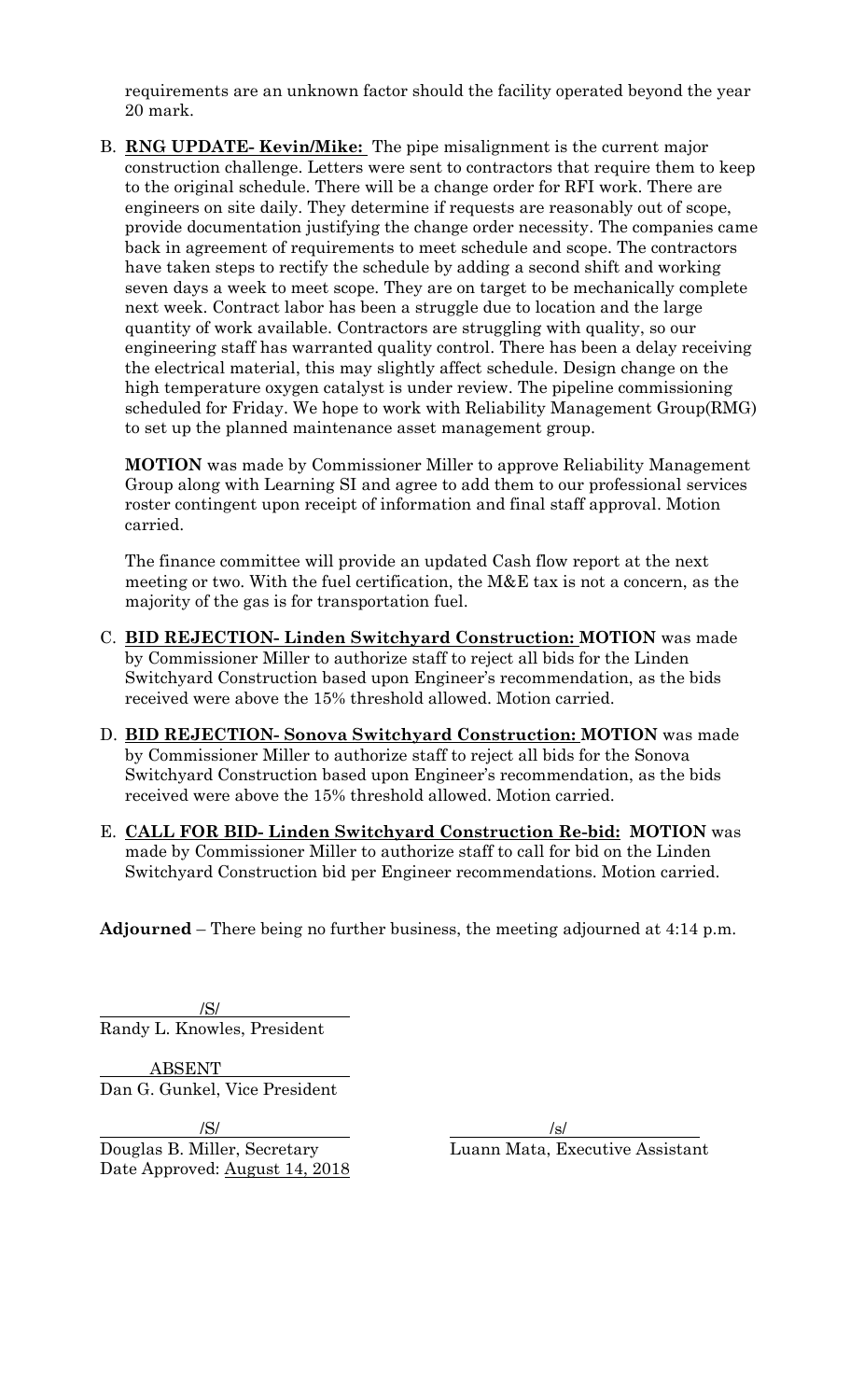requirements are an unknown factor should the facility operated beyond the year 20 mark.

B. **RNG UPDATE- Kevin/Mike:** The pipe misalignment is the current major construction challenge. Letters were sent to contractors that require them to keep to the original schedule. There will be a change order for RFI work. There are engineers on site daily. They determine if requests are reasonably out of scope, provide documentation justifying the change order necessity. The companies came back in agreement of requirements to meet schedule and scope. The contractors have taken steps to rectify the schedule by adding a second shift and working seven days a week to meet scope. They are on target to be mechanically complete next week. Contract labor has been a struggle due to location and the large quantity of work available. Contractors are struggling with quality, so our engineering staff has warranted quality control. There has been a delay receiving the electrical material, this may slightly affect schedule. Design change on the high temperature oxygen catalyst is under review. The pipeline commissioning scheduled for Friday. We hope to work with Reliability Management Group(RMG) to set up the planned maintenance asset management group.

   **MOTION** was made by Commissioner Miller to approve Reliability Management Group along with Learning SI and agree to add them to our professional services roster contingent upon receipt of information and final staff approval. Motion carried.

   The finance committee will provide an updated Cash flow report at the next meeting or two. With the fuel certification, the M&E tax is not a concern, as the majority of the gas is for transportation fuel.

C. **BID REJECTION- Linden Switchyard Construction: MOTION** was made by Commissioner Miller to authorize staff to reject all bids for the Linden Switchyard Construction based upon Engineer's recommendation, as the bids received were above the 15% threshold allowed. Motion carried.

D. **BID REJECTION- Sonova Switchyard Construction: MOTION** was made by Commissioner Miller to authorize staff to reject all bids for the Sonova Switchyard Construction based upon Engineer's recommendation, as the bids received were above the 15% threshold allowed. Motion carried.

E. **CALL FOR BID- Linden Switchyard Construction Re-bid: MOTION** was made by Commissioner Miller to authorize staff to call for bid on the Linden Switchyard Construction bid per Engineer recommendations. Motion carried.

**Adjourned** – There being no further business, the meeting adjourned at 4:14 p.m.

/S/
Randy L. Knowles, President

ABSENT
Dan G. Gunkel, Vice President

/S/
Douglas B. Miller, Secretary
Date Approved: August 14, 2018

/s/
Luann Mata, Executive Assistant